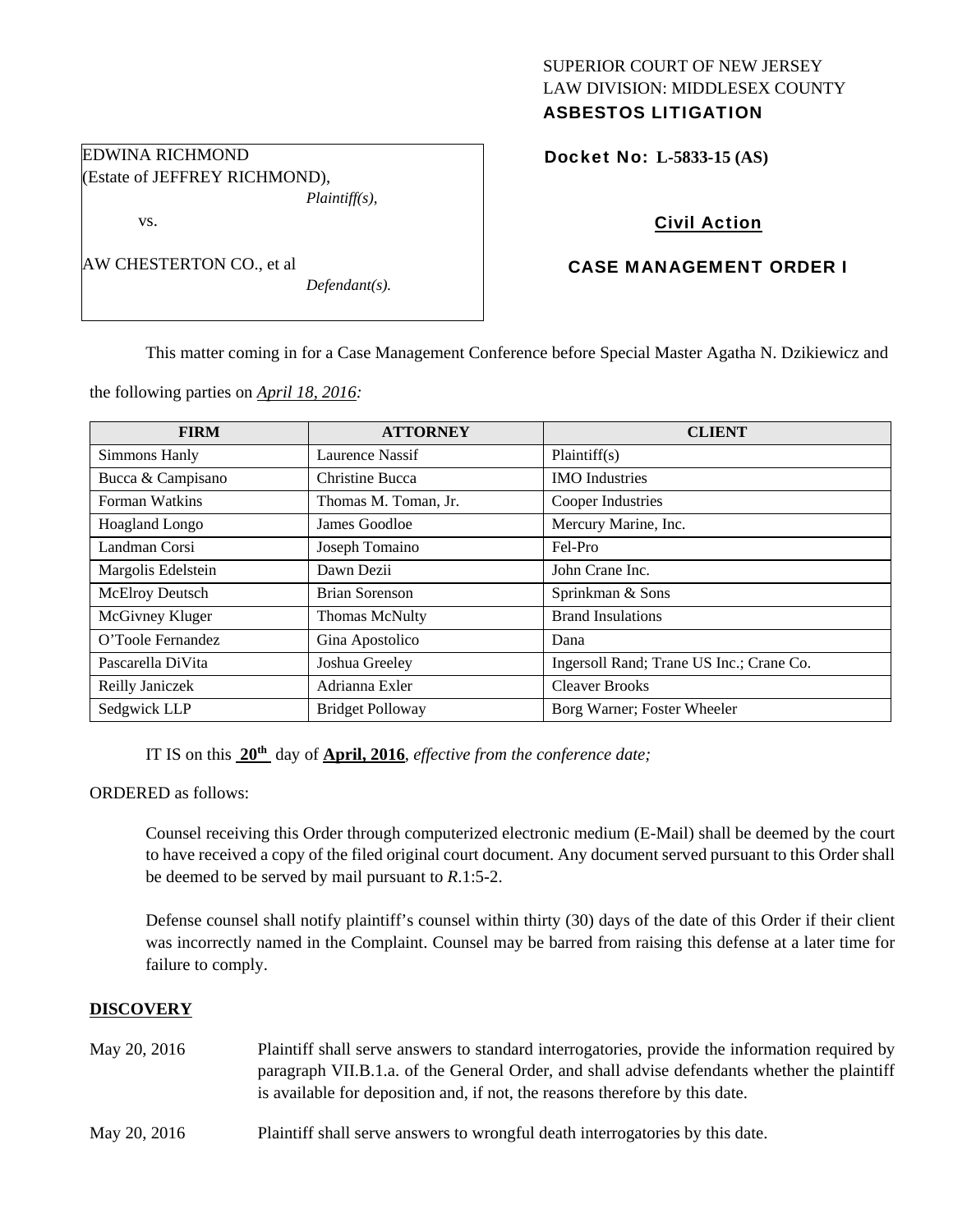SUPERIOR COURT OF NEW JERSEY
LAW DIVISION: MIDDLESEX COUNTY
**ASBESTOS LITIGATION**

EDWINA RICHMOND
(Estate of JEFFREY RICHMOND),
*Plaintiff(s),*

vs.

AW CHESTERTON CO., et al
*Defendant(s).*

**Docket No: L-5833-15 (AS)**

**Civil Action**

**CASE MANAGEMENT ORDER I**

This matter coming in for a Case Management Conference before Special Master Agatha N. Dzikiewicz and the following parties on *April 18, 2016:*

| FIRM | ATTORNEY | CLIENT |
|---|---|---|
| Simmons Hanly | Laurence Nassif | Plaintiff(s) |
| Bucca & Campisano | Christine Bucca | IMO Industries |
| Forman Watkins | Thomas M. Toman, Jr. | Cooper Industries |
| Hoagland Longo | James Goodloe | Mercury Marine, Inc. |
| Landman Corsi | Joseph Tomaino | Fel-Pro |
| Margolis Edelstein | Dawn Dezii | John Crane Inc. |
| McElroy Deutsch | Brian Sorenson | Sprinkman & Sons |
| McGivney Kluger | Thomas McNulty | Brand Insulations |
| O'Toole Fernandez | Gina Apostolico | Dana |
| Pascarella DiVita | Joshua Greeley | Ingersoll Rand; Trane US Inc.; Crane Co. |
| Reilly Janiczek | Adrianna Exler | Cleaver Brooks |
| Sedgwick LLP | Bridget Polloway | Borg Warner; Foster Wheeler |

IT IS on this **20th** day of **April, 2016**, *effective from the conference date;*

ORDERED as follows:

Counsel receiving this Order through computerized electronic medium (E-Mail) shall be deemed by the court to have received a copy of the filed original court document. Any document served pursuant to this Order shall be deemed to be served by mail pursuant to *R*.1:5-2.

Defense counsel shall notify plaintiff's counsel within thirty (30) days of the date of this Order if their client was incorrectly named in the Complaint. Counsel may be barred from raising this defense at a later time for failure to comply.

## DISCOVERY

May 20, 2016 — Plaintiff shall serve answers to standard interrogatories, provide the information required by paragraph VII.B.1.a. of the General Order, and shall advise defendants whether the plaintiff is available for deposition and, if not, the reasons therefore by this date.

May 20, 2016 — Plaintiff shall serve answers to wrongful death interrogatories by this date.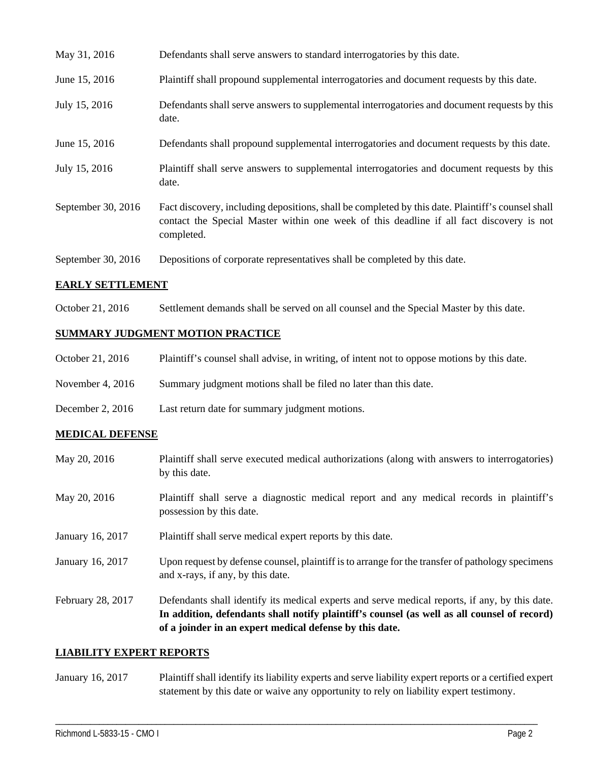| | |
|---|---|
| May 31, 2016 | Defendants shall serve answers to standard interrogatories by this date. |
| June 15, 2016 | Plaintiff shall propound supplemental interrogatories and document requests by this date. |
| July 15, 2016 | Defendants shall serve answers to supplemental interrogatories and document requests by this date. |
| June 15, 2016 | Defendants shall propound supplemental interrogatories and document requests by this date. |
| July 15, 2016 | Plaintiff shall serve answers to supplemental interrogatories and document requests by this date. |
| September 30, 2016 | Fact discovery, including depositions, shall be completed by this date. Plaintiff's counsel shall contact the Special Master within one week of this deadline if all fact discovery is not completed. |
| September 30, 2016 | Depositions of corporate representatives shall be completed by this date. |

## EARLY SETTLEMENT

| | |
|---|---|
| October 21, 2016 | Settlement demands shall be served on all counsel and the Special Master by this date. |

## SUMMARY JUDGMENT MOTION PRACTICE

| | |
|---|---|
| October 21, 2016 | Plaintiff's counsel shall advise, in writing, of intent not to oppose motions by this date. |
| November 4, 2016 | Summary judgment motions shall be filed no later than this date. |
| December 2, 2016 | Last return date for summary judgment motions. |

## MEDICAL DEFENSE

| | |
|---|---|
| May 20, 2016 | Plaintiff shall serve executed medical authorizations (along with answers to interrogatories) by this date. |
| May 20, 2016 | Plaintiff shall serve a diagnostic medical report and any medical records in plaintiff's possession by this date. |
| January 16, 2017 | Plaintiff shall serve medical expert reports by this date. |
| January 16, 2017 | Upon request by defense counsel, plaintiff is to arrange for the transfer of pathology specimens and x-rays, if any, by this date. |
| February 28, 2017 | Defendants shall identify its medical experts and serve medical reports, if any, by this date. **In addition, defendants shall notify plaintiff's counsel (as well as all counsel of record) of a joinder in an expert medical defense by this date.** |

## LIABILITY EXPERT REPORTS

| | |
|---|---|
| January 16, 2017 | Plaintiff shall identify its liability experts and serve liability expert reports or a certified expert statement by this date or waive any opportunity to rely on liability expert testimony. |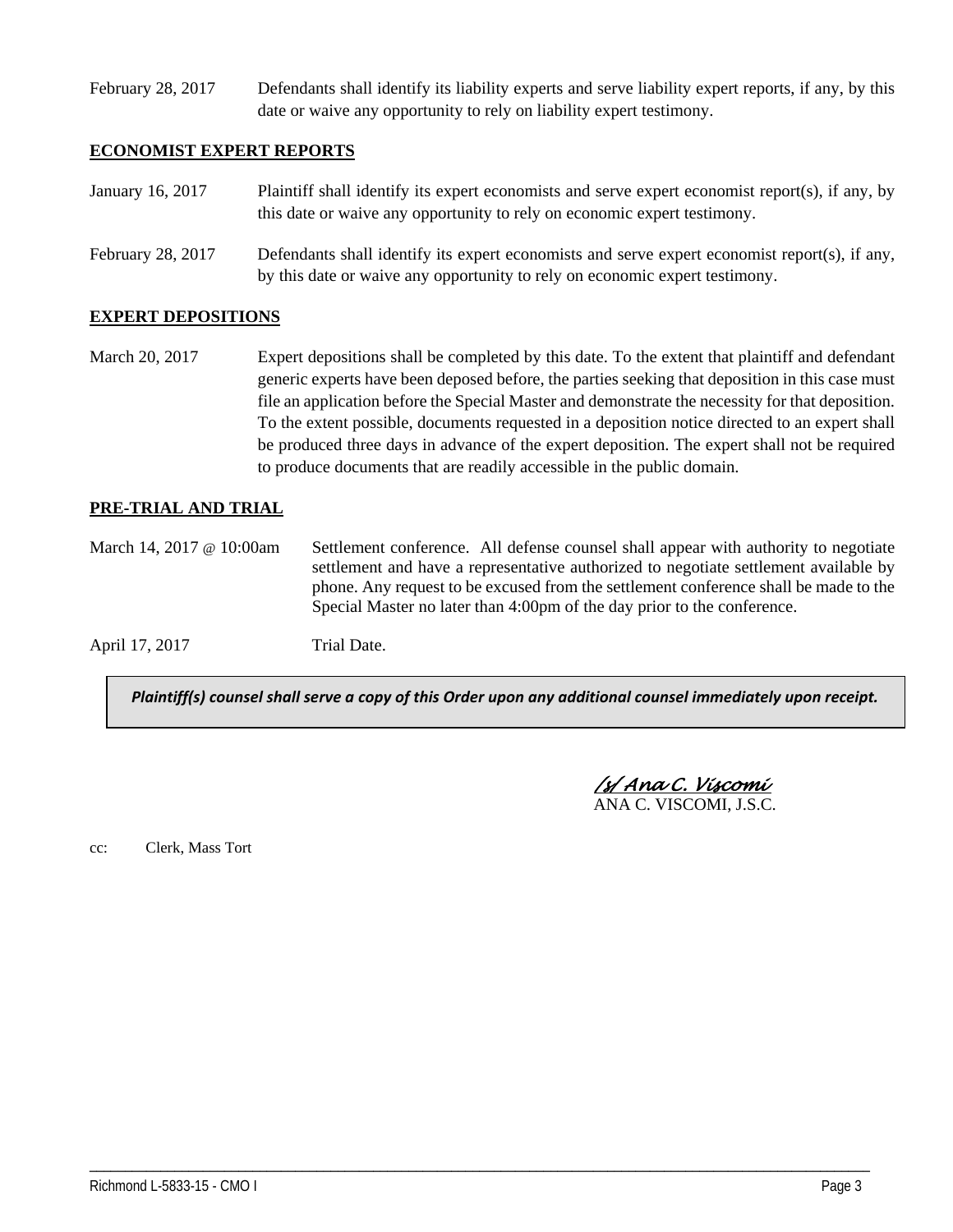February 28, 2017 Defendants shall identify its liability experts and serve liability expert reports, if any, by this date or waive any opportunity to rely on liability expert testimony.

## ECONOMIST EXPERT REPORTS

January 16, 2017 Plaintiff shall identify its expert economists and serve expert economist report(s), if any, by this date or waive any opportunity to rely on economic expert testimony.

February 28, 2017 Defendants shall identify its expert economists and serve expert economist report(s), if any, by this date or waive any opportunity to rely on economic expert testimony.

## EXPERT DEPOSITIONS

March 20, 2017 Expert depositions shall be completed by this date. To the extent that plaintiff and defendant generic experts have been deposed before, the parties seeking that deposition in this case must file an application before the Special Master and demonstrate the necessity for that deposition. To the extent possible, documents requested in a deposition notice directed to an expert shall be produced three days in advance of the expert deposition. The expert shall not be required to produce documents that are readily accessible in the public domain.

## PRE-TRIAL AND TRIAL

March 14, 2017 @ 10:00am Settlement conference. All defense counsel shall appear with authority to negotiate settlement and have a representative authorized to negotiate settlement available by phone. Any request to be excused from the settlement conference shall be made to the Special Master no later than 4:00pm of the day prior to the conference.

April 17, 2017 Trial Date.

***Plaintiff(s) counsel shall serve a copy of this Order upon any additional counsel immediately upon receipt.***

/s/ Ana C. Viscomi
ANA C. VISCOMI, J.S.C.

cc: Clerk, Mass Tort